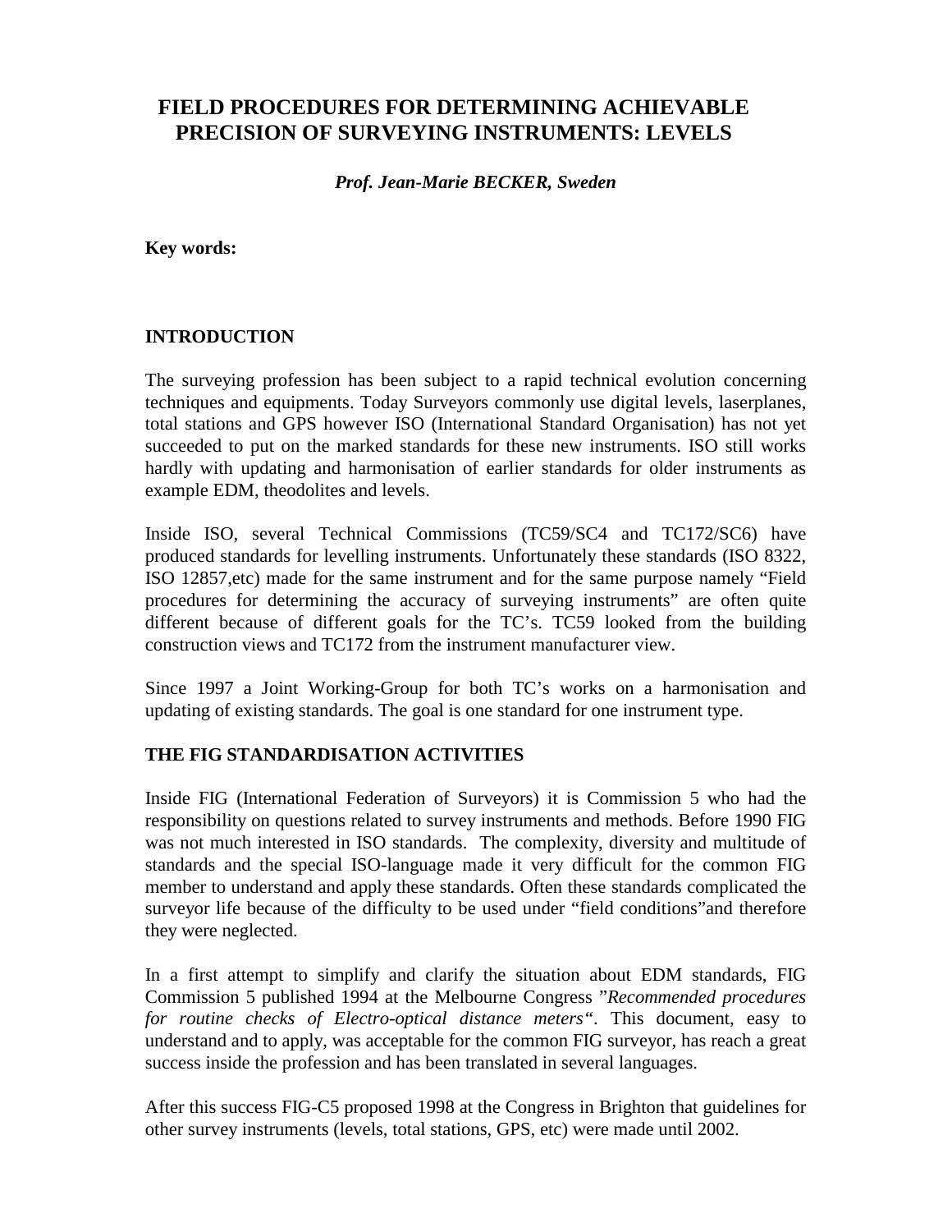# FIELD PROCEDURES FOR DETERMINING ACHIEVABLE PRECISION OF SURVEYING INSTRUMENTS: LEVELS

***Prof. Jean-Marie BECKER, Sweden***

**Key words:**

## INTRODUCTION

The surveying profession has been subject to a rapid technical evolution concerning techniques and equipments. Today Surveyors commonly use digital levels, laserplanes, total stations and GPS however ISO (International Standard Organisation) has not yet succeeded to put on the marked standards for these new instruments. ISO still works hardly with updating and harmonisation of earlier standards for older instruments as example EDM, theodolites and levels.

Inside ISO, several Technical Commissions (TC59/SC4 and TC172/SC6) have produced standards for levelling instruments. Unfortunately these standards (ISO 8322, ISO 12857,etc) made for the same instrument and for the same purpose namely "Field procedures for determining the accuracy of surveying instruments" are often quite different because of different goals for the TC's. TC59 looked from the building construction views and TC172 from the instrument manufacturer view.

Since 1997 a Joint Working-Group for both TC's works on a harmonisation and updating of existing standards. The goal is one standard for one instrument type.

## THE FIG STANDARDISATION ACTIVITIES

Inside FIG (International Federation of Surveyors) it is Commission 5 who had the responsibility on questions related to survey instruments and methods. Before 1990 FIG was not much interested in ISO standards. The complexity, diversity and multitude of standards and the special ISO-language made it very difficult for the common FIG member to understand and apply these standards. Often these standards complicated the surveyor life because of the difficulty to be used under "field conditions"and therefore they were neglected.

In a first attempt to simplify and clarify the situation about EDM standards, FIG Commission 5 published 1994 at the Melbourne Congress "*Recommended procedures for routine checks of Electro-optical distance meters*". This document, easy to understand and to apply, was acceptable for the common FIG surveyor, has reach a great success inside the profession and has been translated in several languages.

After this success FIG-C5 proposed 1998 at the Congress in Brighton that guidelines for other survey instruments (levels, total stations, GPS, etc) were made until 2002.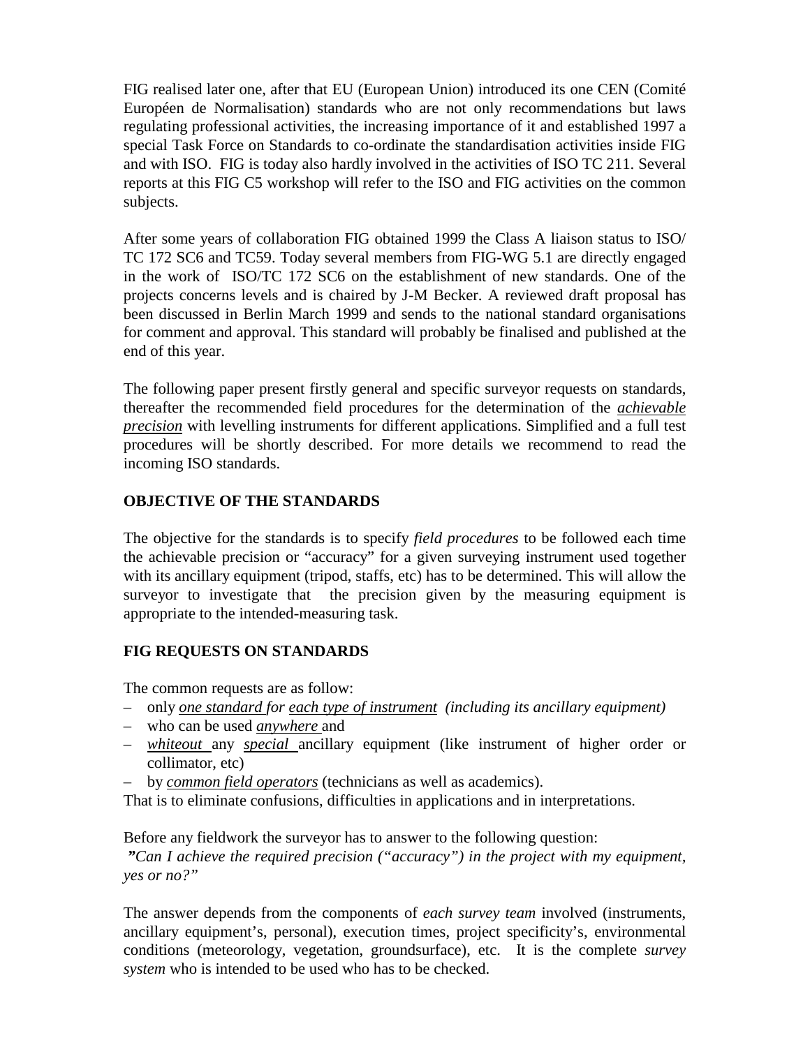FIG realised later one, after that EU (European Union) introduced its one CEN (Comité Européen de Normalisation) standards who are not only recommendations but laws regulating professional activities, the increasing importance of it and established 1997 a special Task Force on Standards to co-ordinate the standardisation activities inside FIG and with ISO. FIG is today also hardly involved in the activities of ISO TC 211. Several reports at this FIG C5 workshop will refer to the ISO and FIG activities on the common subjects.

After some years of collaboration FIG obtained 1999 the Class A liaison status to ISO/ TC 172 SC6 and TC59. Today several members from FIG-WG 5.1 are directly engaged in the work of ISO/TC 172 SC6 on the establishment of new standards. One of the projects concerns levels and is chaired by J-M Becker. A reviewed draft proposal has been discussed in Berlin March 1999 and sends to the national standard organisations for comment and approval. This standard will probably be finalised and published at the end of this year.

The following paper present firstly general and specific surveyor requests on standards, thereafter the recommended field procedures for the determination of the ***achievable precision*** with levelling instruments for different applications. Simplified and a full test procedures will be shortly described. For more details we recommend to read the incoming ISO standards.

## OBJECTIVE OF THE STANDARDS

The objective for the standards is to specify *field procedures* to be followed each time the achievable precision or "accuracy" for a given surveying instrument used together with its ancillary equipment (tripod, staffs, etc) has to be determined. This will allow the surveyor to investigate that the precision given by the measuring equipment is appropriate to the intended-measuring task.

## FIG REQUESTS ON STANDARDS

The common requests are as follow:

- only *one standard for each type of instrument (including its ancillary equipment)*
- who can be used *anywhere* and
- *whiteout* any *special* ancillary equipment (like instrument of higher order or collimator, etc)
- by *common field operators* (technicians as well as academics).

That is to eliminate confusions, difficulties in applications and in interpretations.

Before any fieldwork the surveyor has to answer to the following question:

*"Can I achieve the required precision ("accuracy") in the project with my equipment, yes or no?"*

The answer depends from the components of *each survey team* involved (instruments, ancillary equipment's, personal), execution times, project specificity's, environmental conditions (meteorology, vegetation, groundsurface), etc. It is the complete *survey system* who is intended to be used who has to be checked.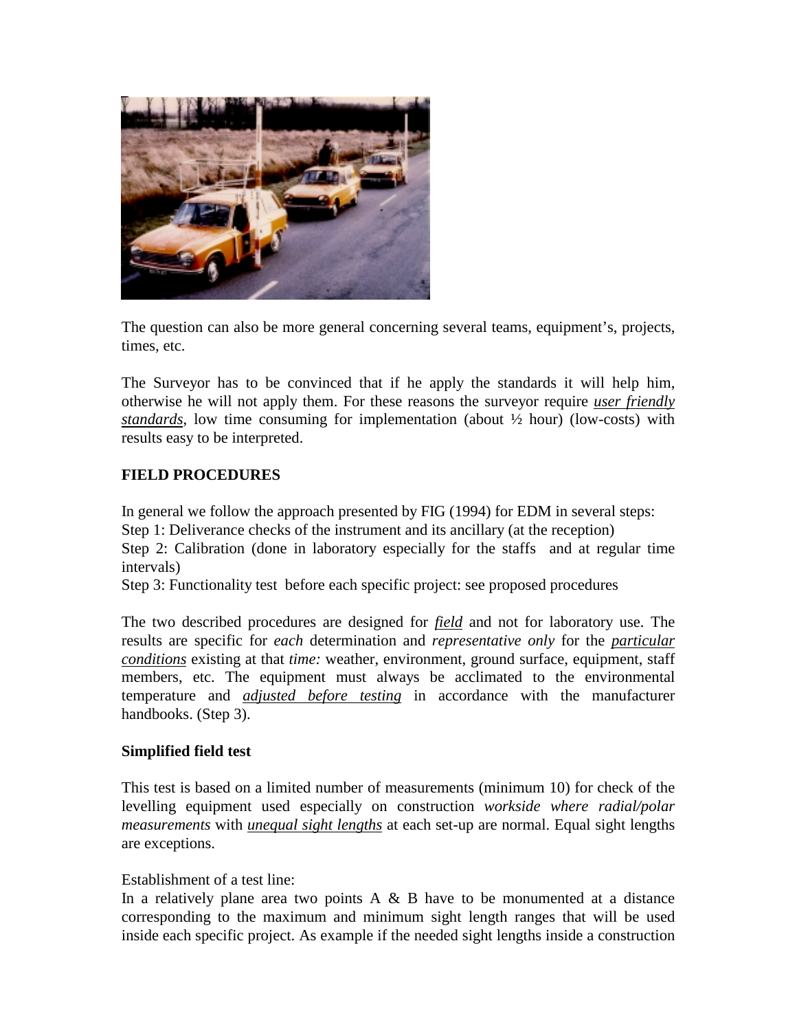The question can also be more general concerning several teams, equipment's, projects, times, etc.

The Surveyor has to be convinced that if he apply the standards it will help him, otherwise he will not apply them. For these reasons the surveyor require *user friendly standards*, low time consuming for implementation (about ½ hour) (low-costs) with results easy to be interpreted.

## FIELD PROCEDURES

In general we follow the approach presented by FIG (1994) for EDM in several steps:
Step 1: Deliverance checks of the instrument and its ancillary (at the reception)
Step 2: Calibration (done in laboratory especially for the staffs and at regular time intervals)
Step 3: Functionality test before each specific project: see proposed procedures

The two described procedures are designed for *field* and not for laboratory use. The results are specific for *each* determination and *representative only* for the *particular conditions* existing at that *time:* weather, environment, ground surface, equipment, staff members, etc. The equipment must always be acclimated to the environmental temperature and *adjusted before testing* in accordance with the manufacturer handbooks. (Step 3).

### Simplified field test

This test is based on a limited number of measurements (minimum 10) for check of the levelling equipment used especially on construction *workside where radial/polar measurements* with *unequal sight lengths* at each set-up are normal. Equal sight lengths are exceptions.

Establishment of a test line:
In a relatively plane area two points A & B have to be monumented at a distance corresponding to the maximum and minimum sight length ranges that will be used inside each specific project. As example if the needed sight lengths inside a construction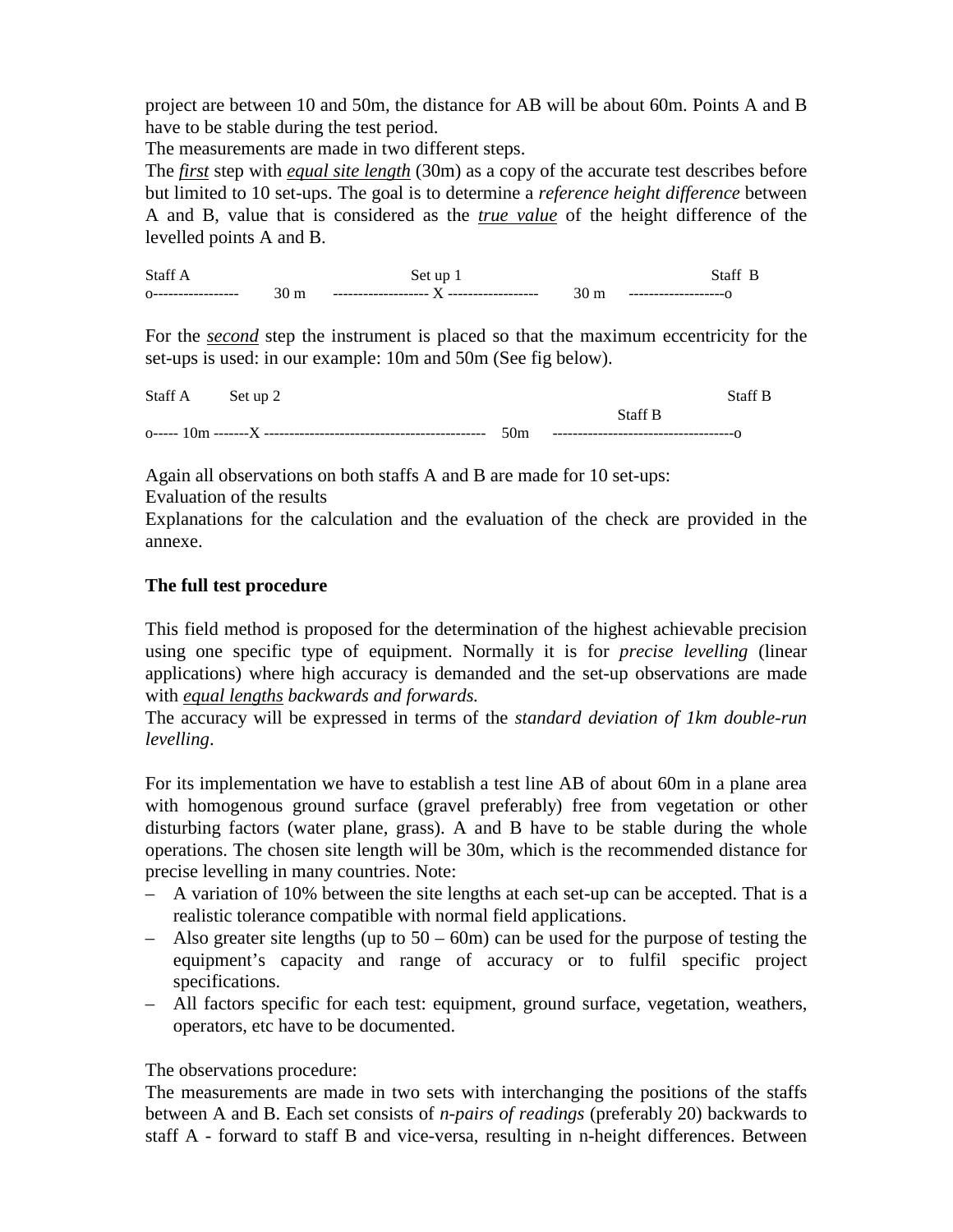project are between 10 and 50m, the distance for AB will be about 60m. Points A and B have to be stable during the test period.

The measurements are made in two different steps.

The ***first*** step with ***equal site length*** (30m) as a copy of the accurate test describes before but limited to 10 set-ups. The goal is to determine a *reference height difference* between A and B, value that is considered as the ***true value*** of the height difference of the levelled points A and B.

```
Staff A                          Set up 1                                   Staff  B
o-----------------      30 m     ------------------- X ------------------      30 m     -------------------o
```

For the ***second*** step the instrument is placed so that the maximum eccentricity for the set-ups is used: in our example: 10m and 50m (See fig below).

```
Staff A      Set up 2                                                                  Staff B
                                                                          Staff B
o----- 10m -------X --------------------------------------------   50m    ------------------------------------o
```

Again all observations on both staffs A and B are made for 10 set-ups:

Evaluation of the results

Explanations for the calculation and the evaluation of the check are provided in the annexe.

**The full test procedure**

This field method is proposed for the determination of the highest achievable precision using one specific type of equipment. Normally it is for *precise levelling* (linear applications) where high accuracy is demanded and the set-up observations are made with ***equal lengths*** *backwards and forwards.*

The accuracy will be expressed in terms of the *standard deviation of 1km double-run levelling*.

For its implementation we have to establish a test line AB of about 60m in a plane area with homogenous ground surface (gravel preferably) free from vegetation or other disturbing factors (water plane, grass). A and B have to be stable during the whole operations. The chosen site length will be 30m, which is the recommended distance for precise levelling in many countries. Note:

- A variation of 10% between the site lengths at each set-up can be accepted. That is a realistic tolerance compatible with normal field applications.
- Also greater site lengths (up to 50 – 60m) can be used for the purpose of testing the equipment's capacity and range of accuracy or to fulfil specific project specifications.
- All factors specific for each test: equipment, ground surface, vegetation, weathers, operators, etc have to be documented.

The observations procedure:

The measurements are made in two sets with interchanging the positions of the staffs between A and B. Each set consists of *n-pairs of readings* (preferably 20) backwards to staff A - forward to staff B and vice-versa, resulting in n-height differences. Between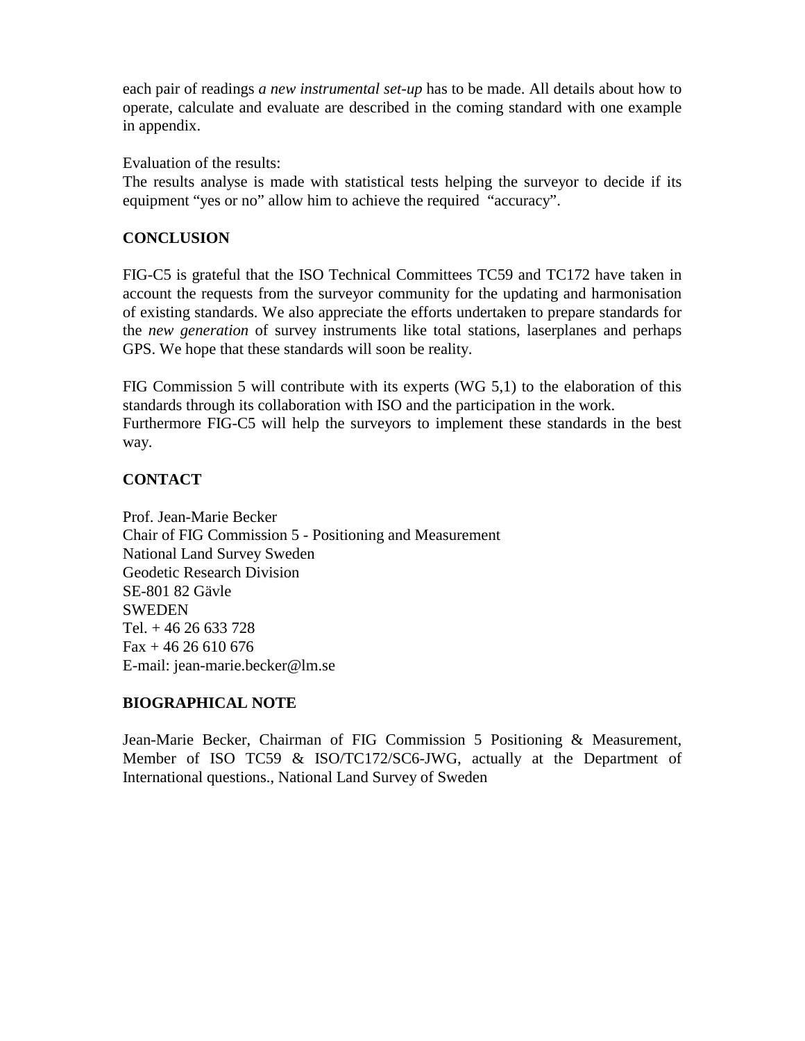each pair of readings *a new instrumental set-up* has to be made. All details about how to operate, calculate and evaluate are described in the coming standard with one example in appendix.

Evaluation of the results:
The results analyse is made with statistical tests helping the surveyor to decide if its equipment "yes or no" allow him to achieve the required "accuracy".

**CONCLUSION**

FIG-C5 is grateful that the ISO Technical Committees TC59 and TC172 have taken in account the requests from the surveyor community for the updating and harmonisation of existing standards. We also appreciate the efforts undertaken to prepare standards for the *new generation* of survey instruments like total stations, laserplanes and perhaps GPS. We hope that these standards will soon be reality.

FIG Commission 5 will contribute with its experts (WG 5,1) to the elaboration of this standards through its collaboration with ISO and the participation in the work.
Furthermore FIG-C5 will help the surveyors to implement these standards in the best way.

**CONTACT**

Prof. Jean-Marie Becker
Chair of FIG Commission 5 - Positioning and Measurement
National Land Survey Sweden
Geodetic Research Division
SE-801 82 Gävle
SWEDEN
Tel. + 46 26 633 728
Fax + 46 26 610 676
E-mail: jean-marie.becker@lm.se

**BIOGRAPHICAL NOTE**

Jean-Marie Becker, Chairman of FIG Commission 5 Positioning & Measurement, Member of ISO TC59 & ISO/TC172/SC6-JWG, actually at the Department of International questions., National Land Survey of Sweden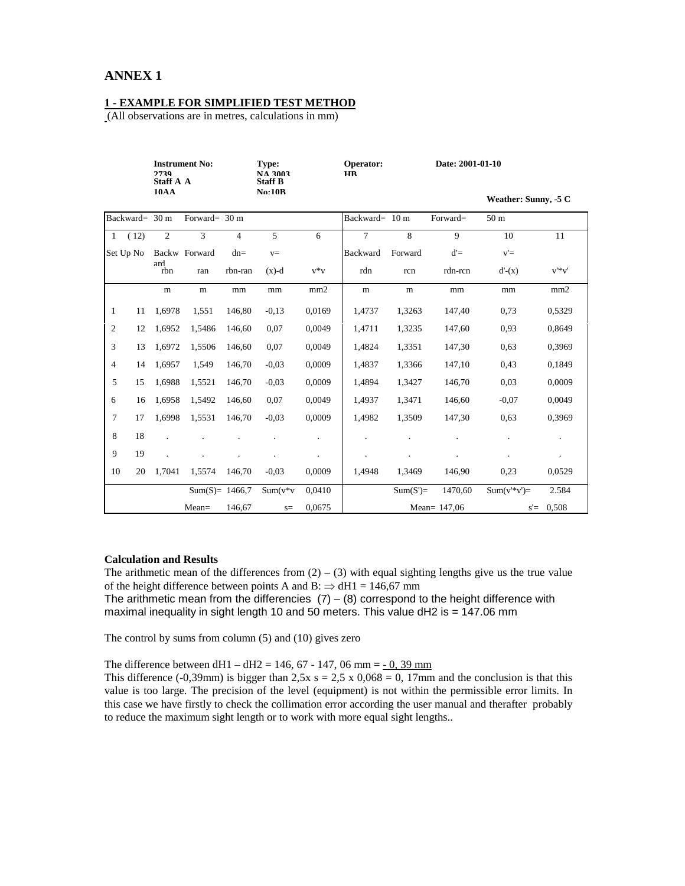# ANNEX 1

## 1 - EXAMPLE FOR SIMPLIFIED TEST METHOD

(All observations are in metres, calculations in mm)

**Instrument No: 2739** **Type: NA 3003** **Operator: HB** **Date: 2001-01-10**

**Staff A A 10AA** **Staff B No:10B**

**Weather: Sunny, -5 C**

| Backward= 30 m | | Forward= 30 m | | | | | Backward= 10 m | Forward= | 50 m | | |
|---|---|---|---|---|---|---|---|---|---|---|---|
| 1 | (12) | 2 | 3 | 4 | 5 | 6 | 7 | 8 | 9 | 10 | 11 |
| Set Up No | | Backward | Forward | dn= | v= | | Backward | Forward | d'= | v'= | |
| | | rbn | ran | rbn-ran | (x)-d | v*v | rdn | rcn | rdn-rcn | d'-(x) | v'*v' |
| | | m | m | mm | mm | mm2 | m | m | mm | mm | mm2 |
| 1 | 11 | 1,6978 | 1,551 | 146,80 | -0,13 | 0,0169 | 1,4737 | 1,3263 | 147,40 | 0,73 | 0,5329 |
| 2 | 12 | 1,6952 | 1,5486 | 146,60 | 0,07 | 0,0049 | 1,4711 | 1,3235 | 147,60 | 0,93 | 0,8649 |
| 3 | 13 | 1,6972 | 1,5506 | 146,60 | 0,07 | 0,0049 | 1,4824 | 1,3351 | 147,30 | 0,63 | 0,3969 |
| 4 | 14 | 1,6957 | 1,549 | 146,70 | -0,03 | 0,0009 | 1,4837 | 1,3366 | 147,10 | 0,43 | 0,1849 |
| 5 | 15 | 1,6988 | 1,5521 | 146,70 | -0,03 | 0,0009 | 1,4894 | 1,3427 | 146,70 | 0,03 | 0,0009 |
| 6 | 16 | 1,6958 | 1,5492 | 146,60 | 0,07 | 0,0049 | 1,4937 | 1,3471 | 146,60 | -0,07 | 0,0049 |
| 7 | 17 | 1,6998 | 1,5531 | 146,70 | -0,03 | 0,0009 | 1,4982 | 1,3509 | 147,30 | 0,63 | 0,3969 |
| 8 | 18 | . | . | . | . | . | . | . | . | . | . |
| 9 | 19 | . | . | . | . | . | . | . | . | . | . |
| 10 | 20 | 1,7041 | 1,5574 | 146,70 | -0,03 | 0,0009 | 1,4948 | 1,3469 | 146,90 | 0,23 | 0,0529 |
| | | | Sum(S)= | 1466,7 | Sum(v*v | 0,0410 | | Sum(S')= | 1470,60 | Sum(v'*v')= | 2.584 |
| | | | Mean= | 146,67 | s= | 0,0675 | | | Mean= 147,06 | s'= | 0,508 |

**Calculation and Results**

The arithmetic mean of the differences from (2) – (3) with equal sighting lengths give us the true value of the height difference between points A and B: ⇒ dH1 = 146,67 mm

The arithmetic mean from the differencies (7) – (8) correspond to the height difference with maximal inequality in sight length 10 and 50 meters. This value dH2 is = 147.06 mm

The control by sums from column (5) and (10) gives zero

The difference between dH1 – dH2 = 146, 67 - 147, 06 mm = - 0, 39 mm

This difference (-0,39mm) is bigger than 2,5x s = 2,5 x 0,068 = 0, 17mm and the conclusion is that this value is too large. The precision of the level (equipment) is not within the permissible error limits. In this case we have firstly to check the collimation error according the user manual and therafter probably to reduce the maximum sight length or to work with more equal sight lengths..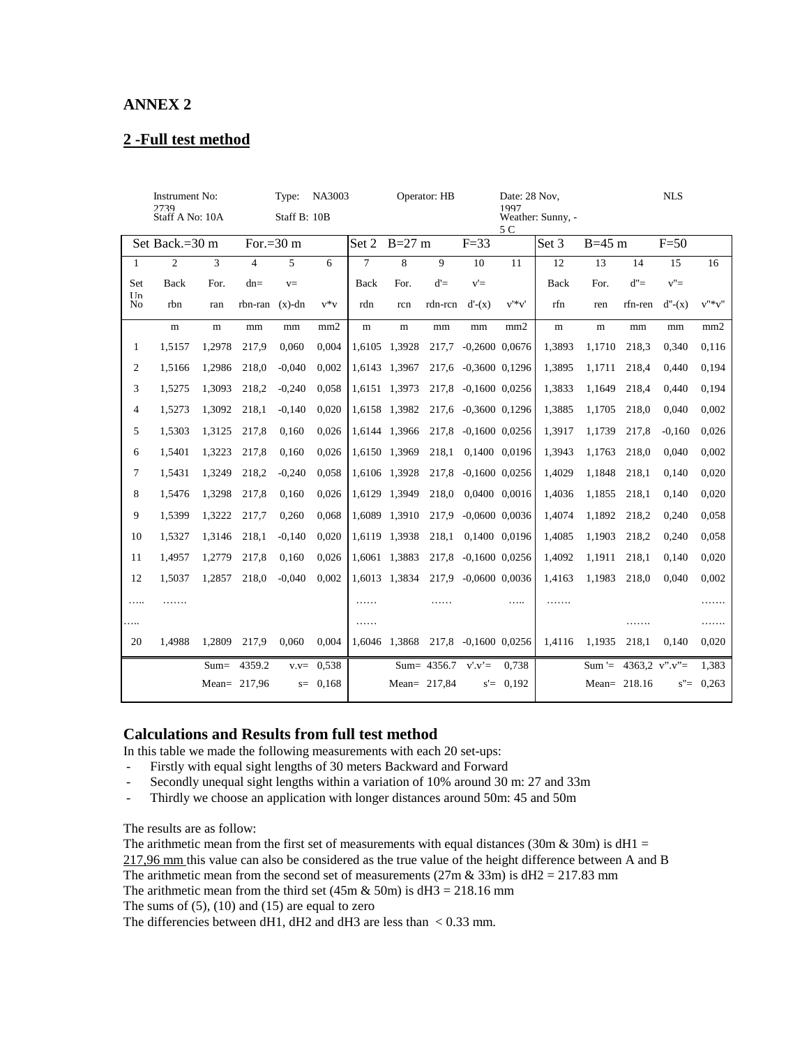**ANNEX 2**

## 2 -Full test method

Instrument No: 2739 Type: NA3003 Operator: HB Date: 28 Nov, 1997 NLS

Staff A No: 10A Staff B: 10B Weather: Sunny, - 5 C

| Set Back.=30 m | | For.=30 m | | | | Set 2 | B=27 m | | F=33 | | Set 3 | B=45 m | | F=50 | |
|---|---|---|---|---|---|---|---|---|---|---|---|---|---|---|---|
| 1 | 2 | 3 | 4 | 5 | 6 | 7 | 8 | 9 | 10 | 11 | 12 | 13 | 14 | 15 | 16 |
| Set Up | Back | For. | dn= | v= | | Back | For. | d'= | v'= | | Back | For. | d"= | v"= | |
| No | rbn | ran | rbn-ran | (x)-dn | v*v | rdn | rcn | rdn-rcn | d'-(x) | v'*v' | rfn | ren | rfn-ren | d"-(x) | v"*v" |
| | m | m | mm | mm | mm2 | m | m | mm | mm | mm2 | m | m | mm | mm | mm2 |
| 1 | 1,5157 | 1,2978 | 217,9 | 0,060 | 0,004 | 1,6105 | 1,3928 | 217,7 | -0,2600 | 0,0676 | 1,3893 | 1,1710 | 218,3 | 0,340 | 0,116 |
| 2 | 1,5166 | 1,2986 | 218,0 | -0,040 | 0,002 | 1,6143 | 1,3967 | 217,6 | -0,3600 | 0,1296 | 1,3895 | 1,1711 | 218,4 | 0,440 | 0,194 |
| 3 | 1,5275 | 1,3093 | 218,2 | -0,240 | 0,058 | 1,6151 | 1,3973 | 217,8 | -0,1600 | 0,0256 | 1,3833 | 1,1649 | 218,4 | 0,440 | 0,194 |
| 4 | 1,5273 | 1,3092 | 218,1 | -0,140 | 0,020 | 1,6158 | 1,3982 | 217,6 | -0,3600 | 0,1296 | 1,3885 | 1,1705 | 218,0 | 0,040 | 0,002 |
| 5 | 1,5303 | 1,3125 | 217,8 | 0,160 | 0,026 | 1,6144 | 1,3966 | 217,8 | -0,1600 | 0,0256 | 1,3917 | 1,1739 | 217,8 | -0,160 | 0,026 |
| 6 | 1,5401 | 1,3223 | 217,8 | 0,160 | 0,026 | 1,6150 | 1,3969 | 218,1 | 0,1400 | 0,0196 | 1,3943 | 1,1763 | 218,0 | 0,040 | 0,002 |
| 7 | 1,5431 | 1,3249 | 218,2 | -0,240 | 0,058 | 1,6106 | 1,3928 | 217,8 | -0,1600 | 0,0256 | 1,4029 | 1,1848 | 218,1 | 0,140 | 0,020 |
| 8 | 1,5476 | 1,3298 | 217,8 | 0,160 | 0,026 | 1,6129 | 1,3949 | 218,0 | 0,0400 | 0,0016 | 1,4036 | 1,1855 | 218,1 | 0,140 | 0,020 |
| 9 | 1,5399 | 1,3222 | 217,7 | 0,260 | 0,068 | 1,6089 | 1,3910 | 217,9 | -0,0600 | 0,0036 | 1,4074 | 1,1892 | 218,2 | 0,240 | 0,058 |
| 10 | 1,5327 | 1,3146 | 218,1 | -0,140 | 0,020 | 1,6119 | 1,3938 | 218,1 | 0,1400 | 0,0196 | 1,4085 | 1,1903 | 218,2 | 0,240 | 0,058 |
| 11 | 1,4957 | 1,2779 | 217,8 | 0,160 | 0,026 | 1,6061 | 1,3883 | 217,8 | -0,1600 | 0,0256 | 1,4092 | 1,1911 | 218,1 | 0,140 | 0,020 |
| 12 | 1,5037 | 1,2857 | 218,0 | -0,040 | 0,002 | 1,6013 | 1,3834 | 217,9 | -0,0600 | 0,0036 | 1,4163 | 1,1983 | 218,0 | 0,040 | 0,002 |
| ….. | ……. | | | | | …… | | …… | | ….. | ……. | | | | ……. |
| ….. | | | | | | …… | | | | | | | ……. | | ……. |
| 20 | 1,4988 | 1,2809 | 217,9 | 0,060 | 0,004 | 1,6046 | 1,3868 | 217,8 | -0,1600 | 0,0256 | 1,4116 | 1,1935 | 218,1 | 0,140 | 0,020 |
| | | Sum= | 4359.2 | v.v= | 0,538 | | Sum= | 4356.7 | v'.v'= | 0,738 | | Sum '= | 4363,2 | v".v"= | 1,383 |
| | | Mean= | 217,96 | s= | 0,168 | | Mean= | 217,84 | s'= | 0,192 | | Mean= | 218.16 | s"= | 0,263 |

### Calculations and Results from full test method

In this table we made the following measurements with each 20 set-ups:

- Firstly with equal sight lengths of 30 meters Backward and Forward
- Secondly unequal sight lengths within a variation of 10% around 30 m: 27 and 33m
- Thirdly we choose an application with longer distances around 50m: 45 and 50m

The results are as follow:

The arithmetic mean from the first set of measurements with equal distances (30m & 30m) is dH1 = 217,96 mm this value can also be considered as the true value of the height difference between A and B

The arithmetic mean from the second set of measurements (27m & 33m) is dH2 = 217.83 mm

The arithmetic mean from the third set (45m & 50m) is dH3 = 218.16 mm

The sums of (5), (10) and (15) are equal to zero

The differencies between dH1, dH2 and dH3 are less than < 0.33 mm.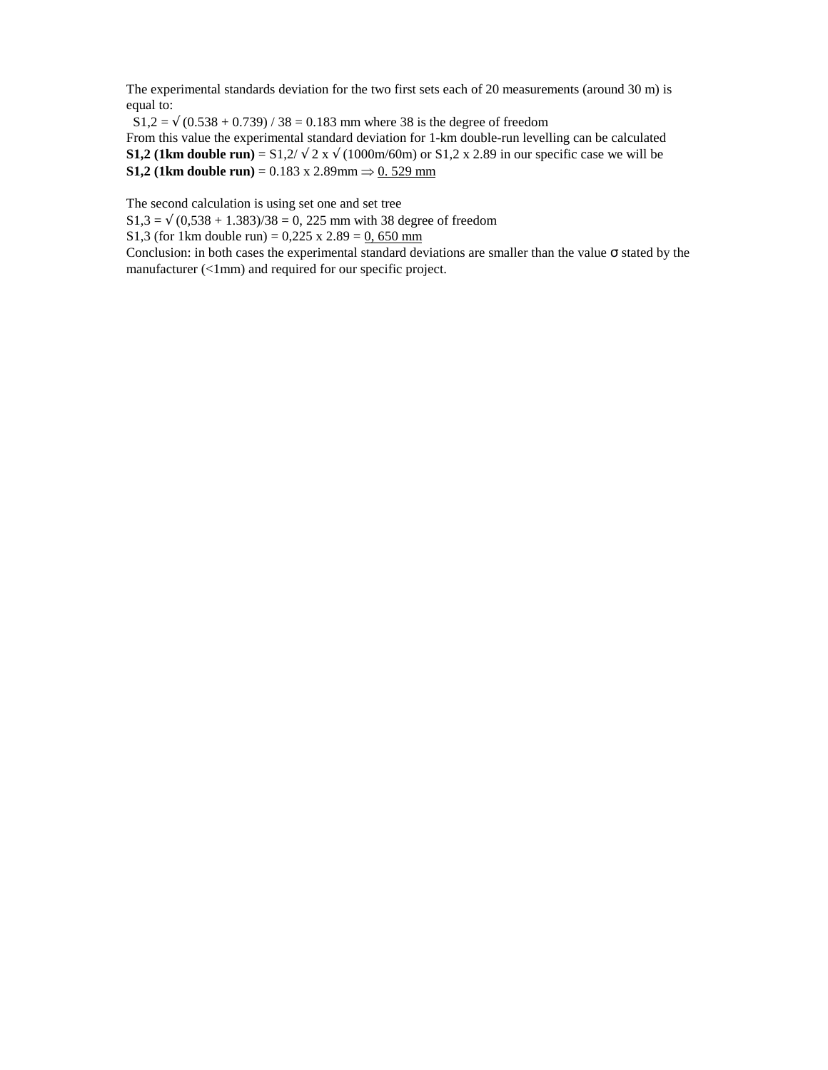The experimental standards deviation for the two first sets each of 20 measurements (around 30 m) is equal to:

$S_{1,2} = \sqrt{(0.538 + 0.739) / 38} = 0.183$ mm where 38 is the degree of freedom

From this value the experimental standard deviation for 1-km double-run levelling can be calculated

**$S_{1,2}$ (1km double run)** = $S_{1,2} / \sqrt{2} \times \sqrt{(1000\text{m}/60\text{m})}$ or $S_{1,2} \times 2.89$ in our specific case we will be

**$S_{1,2}$ (1km double run)** = 0.183 x 2.89mm $\Rightarrow$ <u>0. 529 mm</u>

The second calculation is using set one and set tree

$S_{1,3} = \sqrt{(0{,}538 + 1.383)/38} = 0{,}225$ mm with 38 degree of freedom

$S_{1,3}$ (for 1km double run) = 0,225 x 2.89 = <u>0, 650 mm</u>

Conclusion: in both cases the experimental standard deviations are smaller than the value $\sigma$ stated by the manufacturer (<1mm) and required for our specific project.